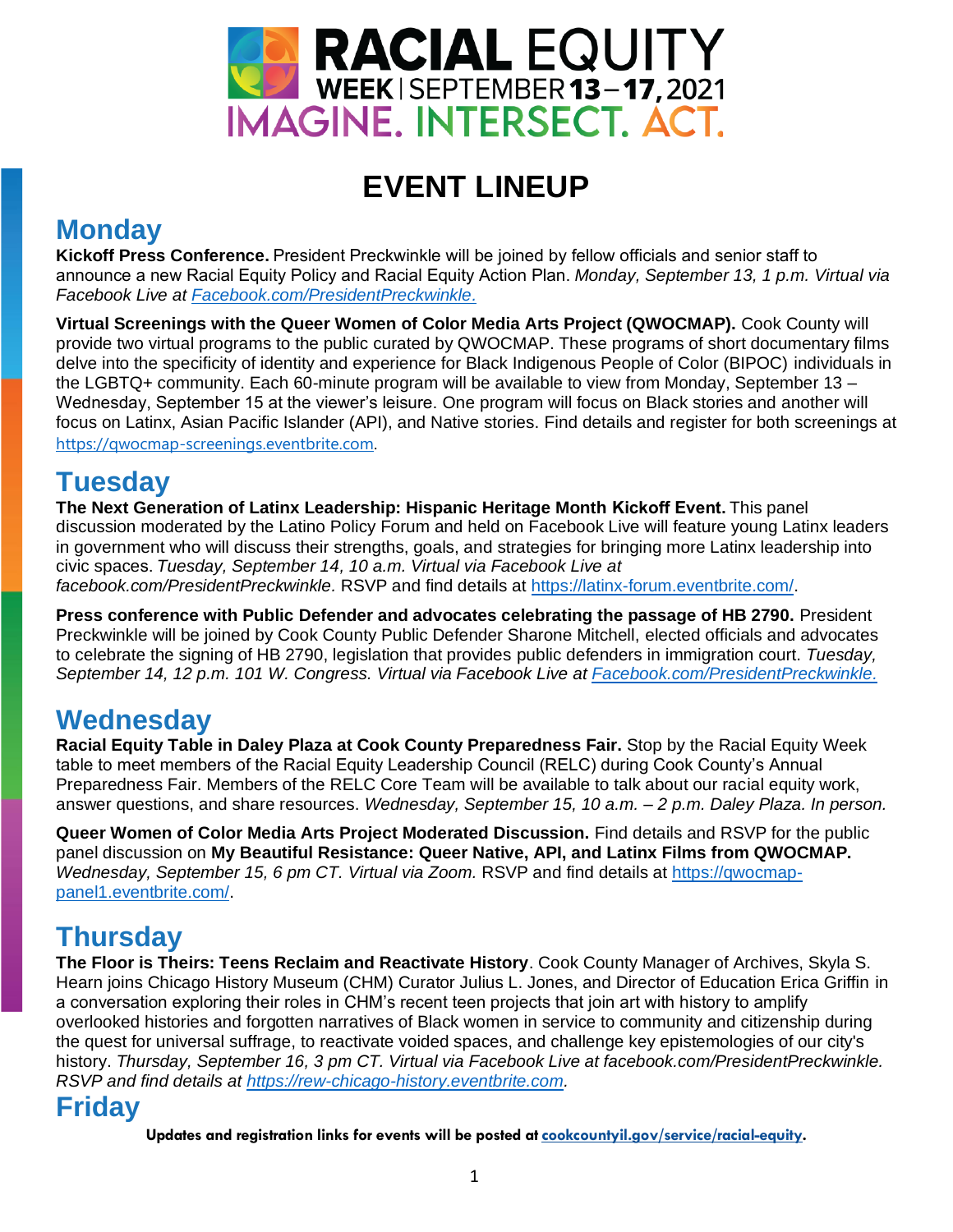# RACIAL EQUITY WEEK | SEPTEMBER 13 – 17, 2021

## IMAGINE. INTERSECT. ACT.

# EVENT LINEUP

## Monday

**Kickoff Press Conference.** President Preckwinkle will be joined by fellow officials and senior staff to announce a new Racial Equity Policy and Racial Equity Action Plan. *Monday, September 13, 1 p.m. Virtual via Facebook Live at [Facebook.com/PresidentPreckwinkle.](Facebook.com/PresidentPreckwinkle)*

**Virtual Screenings with the Queer Women of Color Media Arts Project (QWOCMAP).** Cook County will provide two virtual programs to the public curated by QWOCMAP. These programs of short documentary films delve into the specificity of identity and experience for Black Indigenous People of Color (BIPOC) individuals in the LGBTQ+ community. Each 60-minute program will be available to view from Monday, September 13 – Wednesday, September 15 at the viewer's leisure. One program will focus on Black stories and another will focus on Latinx, Asian Pacific Islander (API), and Native stories. Find details and register for both screenings at https://qwocmap-screenings.eventbrite.com.

## Tuesday

**The Next Generation of Latinx Leadership: Hispanic Heritage Month Kickoff Event.** This panel discussion moderated by the Latino Policy Forum and held on Facebook Live will feature young Latinx leaders in government who will discuss their strengths, goals, and strategies for bringing more Latinx leadership into civic spaces. *Tuesday, September 14, 10 a.m. Virtual via Facebook Live at facebook.com/PresidentPreckwinkle.* RSVP and find details at https://latinx-forum.eventbrite.com/.

**Press conference with Public Defender and advocates celebrating the passage of HB 2790.** President Preckwinkle will be joined by Cook County Public Defender Sharone Mitchell, elected officials and advocates to celebrate the signing of HB 2790, legislation that provides public defenders in immigration court. *Tuesday, September 14, 12 p.m. 101 W. Congress. Virtual via Facebook Live at [Facebook.com/PresidentPreckwinkle.](Facebook.com/PresidentPreckwinkle)*

## Wednesday

**Racial Equity Table in Daley Plaza at Cook County Preparedness Fair.** Stop by the Racial Equity Week table to meet members of the Racial Equity Leadership Council (RELC) during Cook County's Annual Preparedness Fair. Members of the RELC Core Team will be available to talk about our racial equity work, answer questions, and share resources. *Wednesday, September 15, 10 a.m. – 2 p.m. Daley Plaza. In person.*

**Queer Women of Color Media Arts Project Moderated Discussion.** Find details and RSVP for the public panel discussion on **My Beautiful Resistance: Queer Native, API, and Latinx Films from QWOCMAP.** *Wednesday, September 15, 6 pm CT. Virtual via Zoom.* RSVP and find details at https://qwocmap-panel1.eventbrite.com/.

## Thursday

**The Floor is Theirs: Teens Reclaim and Reactivate History**. Cook County Manager of Archives, Skyla S. Hearn joins Chicago History Museum (CHM) Curator Julius L. Jones, and Director of Education Erica Griffin in a conversation exploring their roles in CHM's recent teen projects that join art with history to amplify overlooked histories and forgotten narratives of Black women in service to community and citizenship during the quest for universal suffrage, to reactivate voided spaces, and challenge key epistemologies of our city's history. *Thursday, September 16, 3 pm CT. Virtual via Facebook Live at facebook.com/PresidentPreckwinkle. RSVP and find details at https://rew-chicago-history.eventbrite.com.*

## Friday

**Updates and registration links for events will be posted at cookcountyil.gov/service/racial-equity.**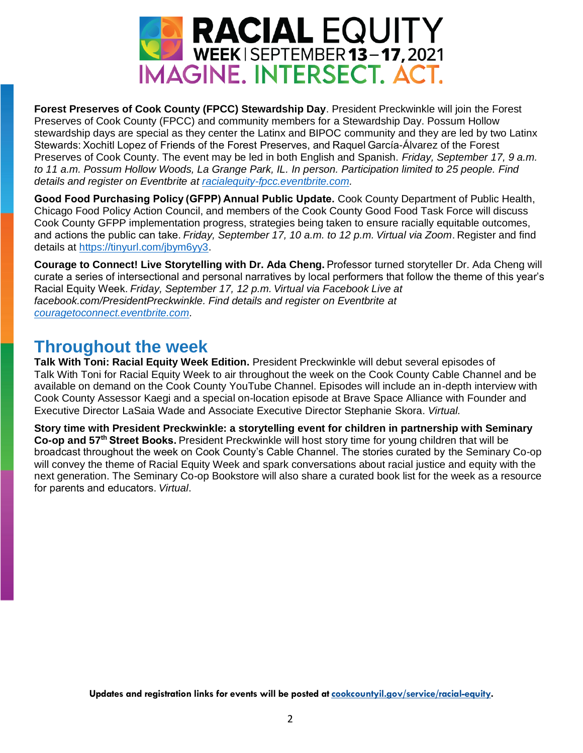**Forest Preserves of Cook County (FPCC) Stewardship Day**. President Preckwinkle will join the Forest Preserves of Cook County (FPCC) and community members for a Stewardship Day. Possum Hollow stewardship days are special as they center the Latinx and BIPOC community and they are led by two Latinx Stewards: Xochitl Lopez of Friends of the Forest Preserves, and Raquel García-Álvarez of the Forest Preserves of Cook County. The event may be led in both English and Spanish. *Friday, September 17, 9 a.m. to 11 a.m. Possum Hollow Woods, La Grange Park, IL. In person. Participation limited to 25 people. Find details and register on Eventbrite at racialequity-fpcc.eventbrite.com.*

**Good Food Purchasing Policy (GFPP) Annual Public Update.** Cook County Department of Public Health, Chicago Food Policy Action Council, and members of the Cook County Good Food Task Force will discuss Cook County GFPP implementation progress, strategies being taken to ensure racially equitable outcomes, and actions the public can take. *Friday, September 17, 10 a.m. to 12 p.m. Virtual via Zoom*. Register and find details at https://tinyurl.com/jbym6yy3.

**Courage to Connect! Live Storytelling with Dr. Ada Cheng.** Professor turned storyteller Dr. Ada Cheng will curate a series of intersectional and personal narratives by local performers that follow the theme of this year's Racial Equity Week. *Friday, September 17, 12 p.m. Virtual via Facebook Live at facebook.com/PresidentPreckwinkle. Find details and register on Eventbrite at couragetoconnect.eventbrite.com.*

## Throughout the week

**Talk With Toni: Racial Equity Week Edition.** President Preckwinkle will debut several episodes of Talk With Toni for Racial Equity Week to air throughout the week on the Cook County Cable Channel and be available on demand on the Cook County YouTube Channel. Episodes will include an in-depth interview with Cook County Assessor Kaegi and a special on-location episode at Brave Space Alliance with Founder and Executive Director LaSaia Wade and Associate Executive Director Stephanie Skora. *Virtual.*

**Story time with President Preckwinkle: a storytelling event for children in partnership with Seminary Co-op and 57th Street Books.** President Preckwinkle will host story time for young children that will be broadcast throughout the week on Cook County's Cable Channel. The stories curated by the Seminary Co-op will convey the theme of Racial Equity Week and spark conversations about racial justice and equity with the next generation. The Seminary Co-op Bookstore will also share a curated book list for the week as a resource for parents and educators. *Virtual*.

**Updates and registration links for events will be posted at cookcountyil.gov/service/racial-equity.**